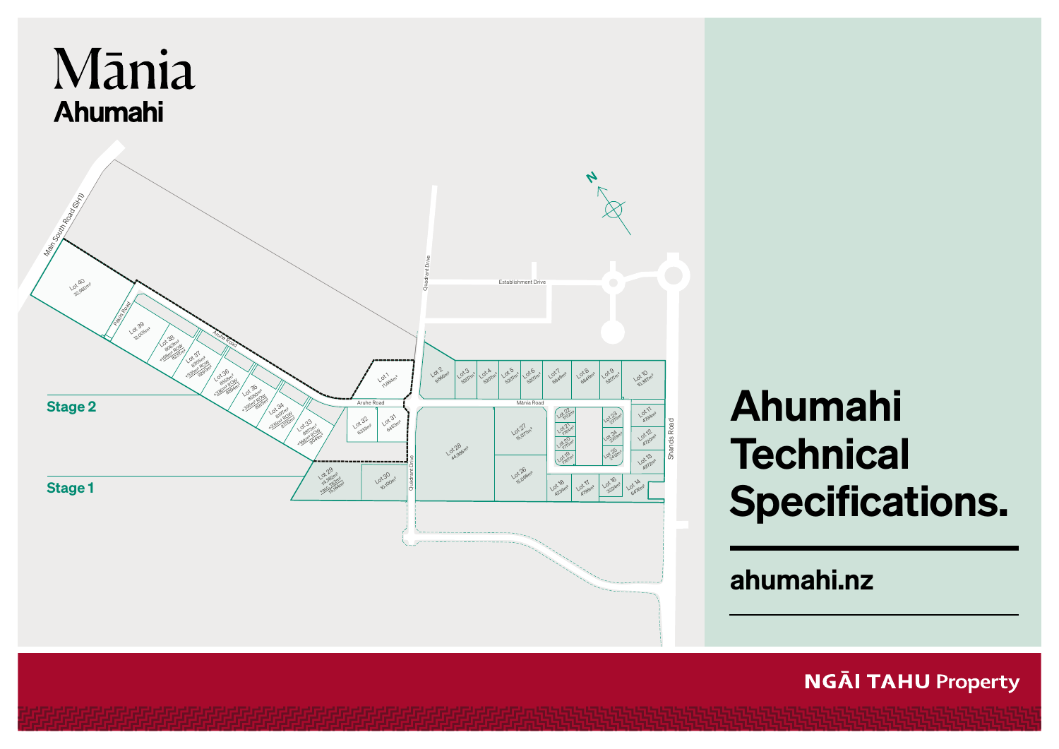# Mānia

## Ahumahi

# Ahumahi Technical Specifications.

ahumahi.nz

NGĀI TAHU Property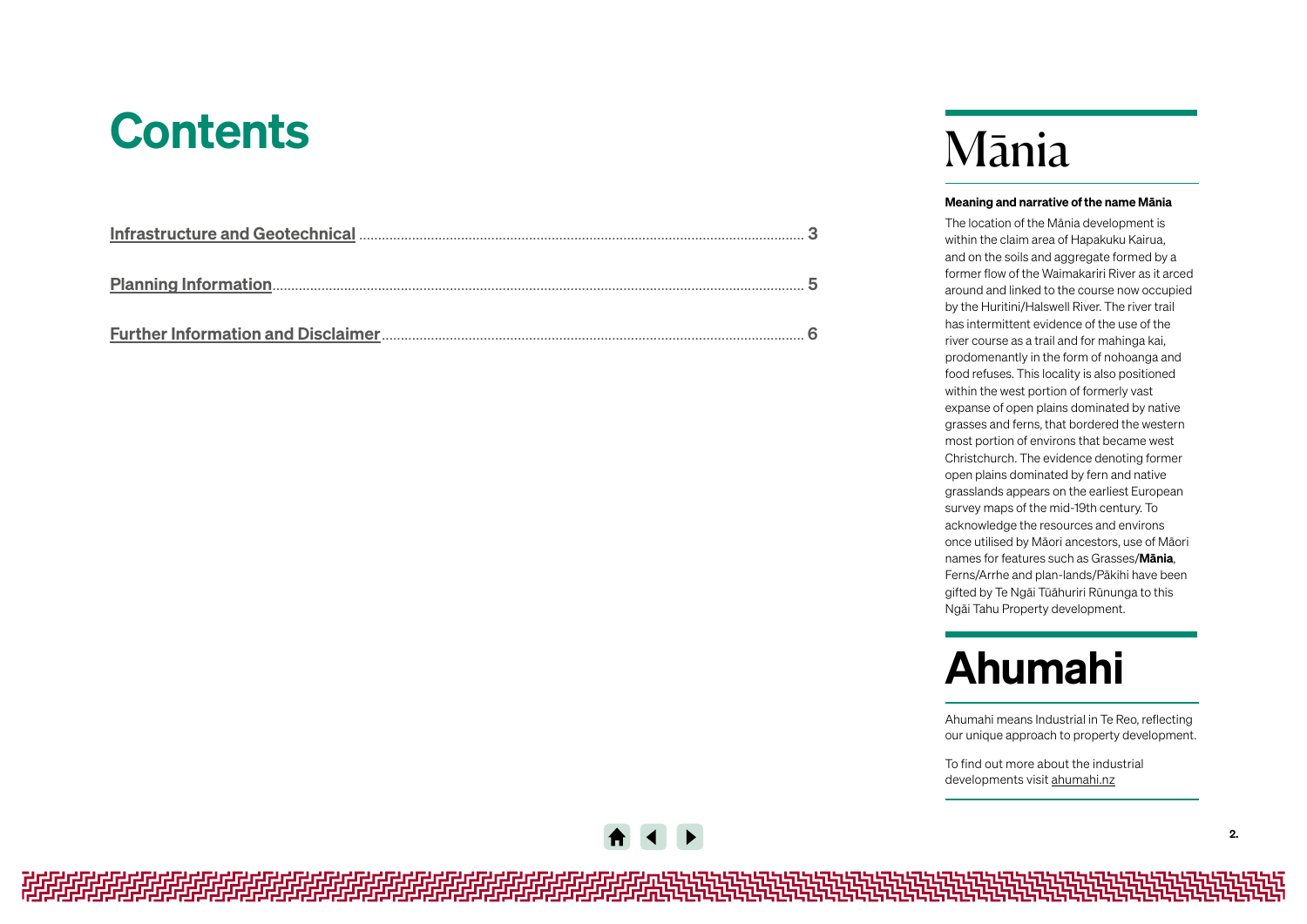# Contents

| | |
|---|---|
| Infrastructure and Geotechnical | 3 |
| Planning Information | 5 |
| Further Information and Disclaimer | 6 |

# Mānia

**Meaning and narrative of the name Mānia**

The location of the Mānia development is within the claim area of Hapakuku Kairua, and on the soils and aggregate formed by a former flow of the Waimakariri River as it arced around and linked to the course now occupied by the Huritini/Halswell River. The river trail has intermittent evidence of the use of the river course as a trail and for mahinga kai, prodomenantly in the form of nohoanga and food refuses. This locality is also positioned within the west portion of formerly vast expanse of open plains dominated by native grasses and ferns, that bordered the western most portion of environs that became west Christchurch. The evidence denoting former open plains dominated by fern and native grasslands appears on the earliest European survey maps of the mid-19th century. To acknowledge the resources and environs once utilised by Māori ancestors, use of Māori names for features such as Grasses/**Mānia**, Ferns/Arrhe and plan-lands/Pākihi have been gifted by Te Ngāi Tūāhuriri Rūnunga to this Ngāi Tahu Property development.

# Ahumahi

Ahumahi means Industrial in Te Reo, reflecting our unique approach to property development.

To find out more about the industrial developments visit ahumahi.nz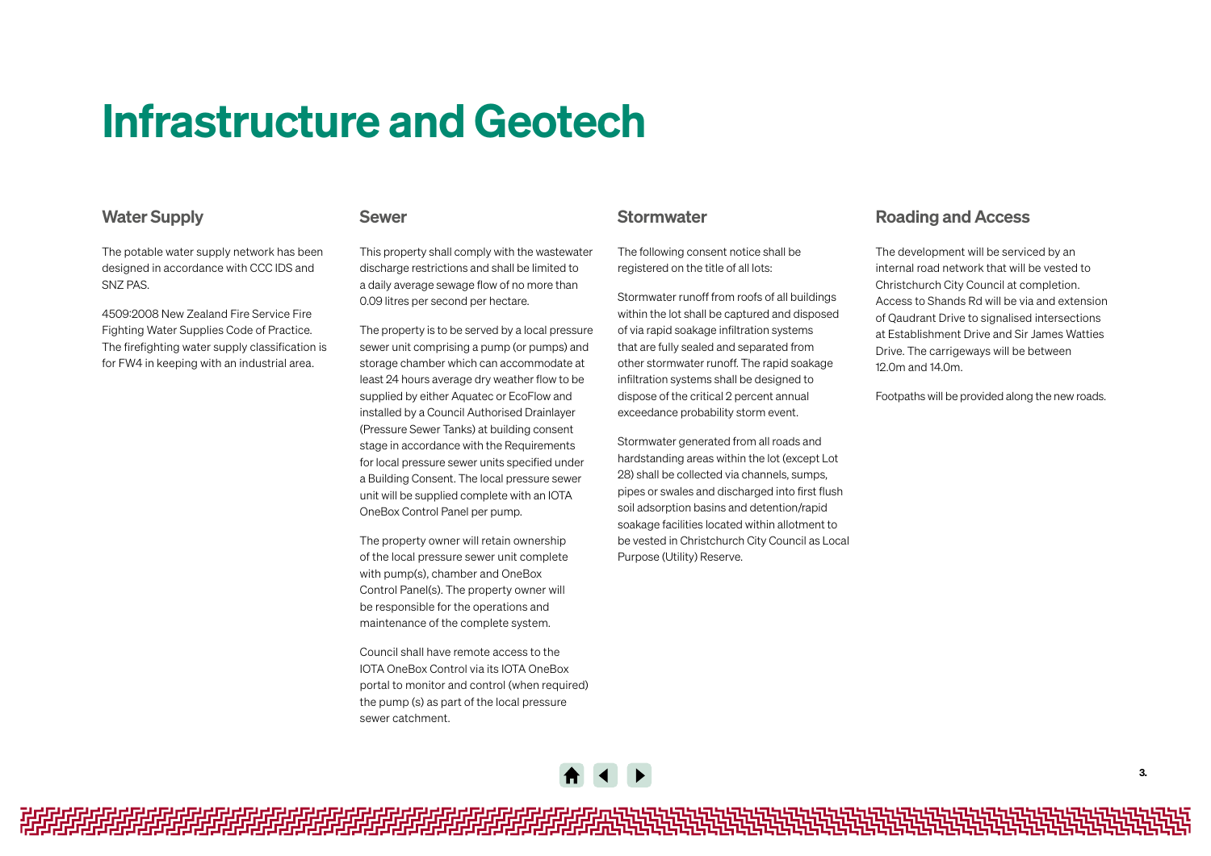# Infrastructure and Geotech

## Water Supply

The potable water supply network has been designed in accordance with CCC IDS and SNZ PAS.

4509:2008 New Zealand Fire Service Fire Fighting Water Supplies Code of Practice. The firefighting water supply classification is for FW4 in keeping with an industrial area.

## Sewer

This property shall comply with the wastewater discharge restrictions and shall be limited to a daily average sewage flow of no more than 0.09 litres per second per hectare.

The property is to be served by a local pressure sewer unit comprising a pump (or pumps) and storage chamber which can accommodate at least 24 hours average dry weather flow to be supplied by either Aquatec or EcoFlow and installed by a Council Authorised Drainlayer (Pressure Sewer Tanks) at building consent stage in accordance with the Requirements for local pressure sewer units specified under a Building Consent. The local pressure sewer unit will be supplied complete with an IOTA OneBox Control Panel per pump.

The property owner will retain ownership of the local pressure sewer unit complete with pump(s), chamber and OneBox Control Panel(s). The property owner will be responsible for the operations and maintenance of the complete system.

Council shall have remote access to the IOTA OneBox Control via its IOTA OneBox portal to monitor and control (when required) the pump (s) as part of the local pressure sewer catchment.

## Stormwater

The following consent notice shall be registered on the title of all lots:

Stormwater runoff from roofs of all buildings within the lot shall be captured and disposed of via rapid soakage infiltration systems that are fully sealed and separated from other stormwater runoff. The rapid soakage infiltration systems shall be designed to dispose of the critical 2 percent annual exceedance probability storm event.

Stormwater generated from all roads and hardstanding areas within the lot (except Lot 28) shall be collected via channels, sumps, pipes or swales and discharged into first flush soil adsorption basins and detention/rapid soakage facilities located within allotment to be vested in Christchurch City Council as Local Purpose (Utility) Reserve.

## Roading and Access

The development will be serviced by an internal road network that will be vested to Christchurch City Council at completion. Access to Shands Rd will be via and extension of Qaudrant Drive to signalised intersections at Establishment Drive and Sir James Watties Drive. The carrigeways will be between 12.0m and 14.0m.

Footpaths will be provided along the new roads.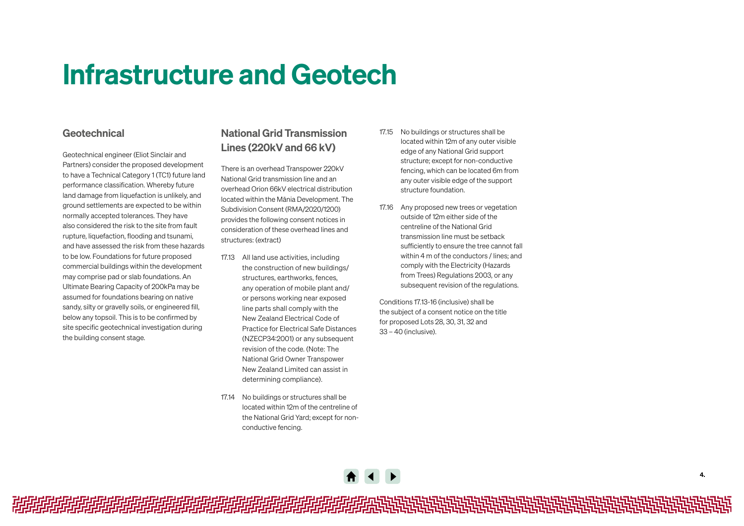# Infrastructure and Geotech

## Geotechnical

Geotechnical engineer (Eliot Sinclair and Partners) consider the proposed development to have a Technical Category 1 (TC1) future land performance classification. Whereby future land damage from liquefaction is unlikely, and ground settlements are expected to be within normally accepted tolerances. They have also considered the risk to the site from fault rupture, liquefaction, flooding and tsunami, and have assessed the risk from these hazards to be low. Foundations for future proposed commercial buildings within the development may comprise pad or slab foundations. An Ultimate Bearing Capacity of 200kPa may be assumed for foundations bearing on native sandy, silty or gravelly soils, or engineered fill, below any topsoil. This is to be confirmed by site specific geotechnical investigation during the building consent stage.

## National Grid Transmission Lines (220kV and 66 kV)

There is an overhead Transpower 220kV National Grid transmission line and an overhead Orion 66kV electrical distribution located within the Mānia Development. The Subdivision Consent (RMA/2020/1200) provides the following consent notices in consideration of these overhead lines and structures: (extract)

17.13 All land use activities, including the construction of new buildings/ structures, earthworks, fences, any operation of mobile plant and/ or persons working near exposed line parts shall comply with the New Zealand Electrical Code of Practice for Electrical Safe Distances (NZECP34:2001) or any subsequent revision of the code. (Note: The National Grid Owner Transpower New Zealand Limited can assist in determining compliance).

17.14 No buildings or structures shall be located within 12m of the centreline of the National Grid Yard; except for non-conductive fencing.

17.15 No buildings or structures shall be located within 12m of any outer visible edge of any National Grid support structure; except for non-conductive fencing, which can be located 6m from any outer visible edge of the support structure foundation.

17.16 Any proposed new trees or vegetation outside of 12m either side of the centreline of the National Grid transmission line must be setback sufficiently to ensure the tree cannot fall within 4 m of the conductors / lines; and comply with the Electricity (Hazards from Trees) Regulations 2003, or any subsequent revision of the regulations.

Conditions 17.13-16 (inclusive) shall be the subject of a consent notice on the title for proposed Lots 28, 30, 31, 32 and 33 – 40 (inclusive).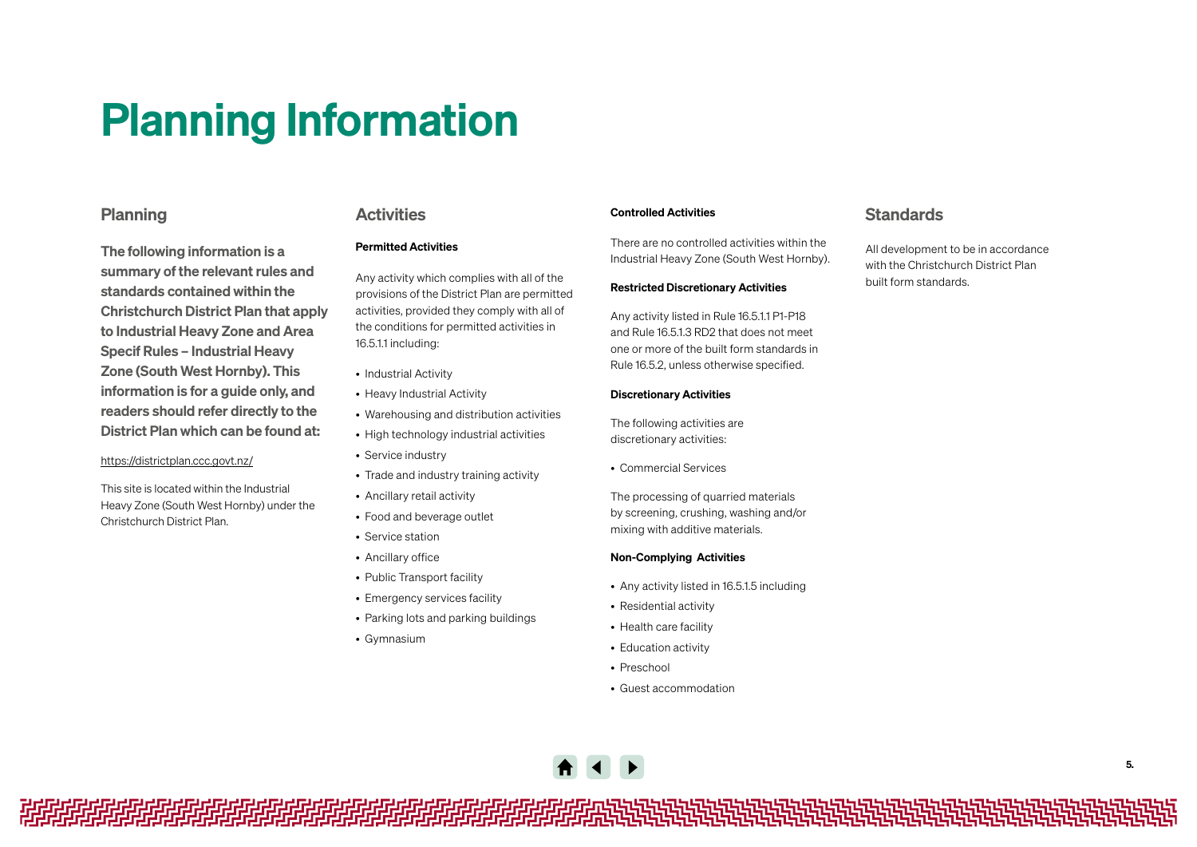# Planning Information

## Planning

**The following information is a summary of the relevant rules and standards contained within the Christchurch District Plan that apply to Industrial Heavy Zone and Area Specif Rules – Industrial Heavy Zone (South West Hornby). This information is for a guide only, and readers should refer directly to the District Plan which can be found at:**

https://districtplan.ccc.govt.nz/

This site is located within the Industrial Heavy Zone (South West Hornby) under the Christchurch District Plan.

## Activities

**Permitted Activities**

Any activity which complies with all of the provisions of the District Plan are permitted activities, provided they comply with all of the conditions for permitted activities in 16.5.1.1 including:

- Industrial Activity
- Heavy Industrial Activity
- Warehousing and distribution activities
- High technology industrial activities
- Service industry
- Trade and industry training activity
- Ancillary retail activity
- Food and beverage outlet
- Service station
- Ancillary office
- Public Transport facility
- Emergency services facility
- Parking lots and parking buildings
- Gymnasium

**Controlled Activities**

There are no controlled activities within the Industrial Heavy Zone (South West Hornby).

**Restricted Discretionary Activities**

Any activity listed in Rule 16.5.1.1 P1-P18 and Rule 16.5.1.3 RD2 that does not meet one or more of the built form standards in Rule 16.5.2, unless otherwise specified.

**Discretionary Activities**

The following activities are discretionary activities:

- Commercial Services

The processing of quarried materials by screening, crushing, washing and/or mixing with additive materials.

**Non-Complying Activities**

- Any activity listed in 16.5.1.5 including
- Residential activity
- Health care facility
- Education activity
- Preschool
- Guest accommodation

## Standards

All development to be in accordance with the Christchurch District Plan built form standards.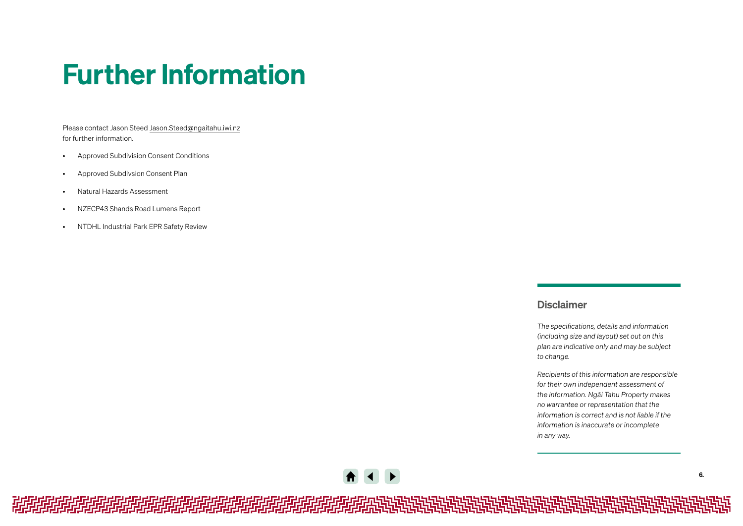# Further Information

Please contact Jason Steed Jason.Steed@ngaitahu.iwi.nz for further information.

- Approved Subdivision Consent Conditions
- Approved Subdivsion Consent Plan
- Natural Hazards Assessment
- NZECP43 Shands Road Lumens Report
- NTDHL Industrial Park EPR Safety Review

## Disclaimer

*The specifications, details and information (including size and layout) set out on this plan are indicative only and may be subject to change.*

*Recipients of this information are responsible for their own independent assessment of the information. Ngāi Tahu Property makes no warrantee or representation that the information is correct and is not liable if the information is inaccurate or incomplete in any way.*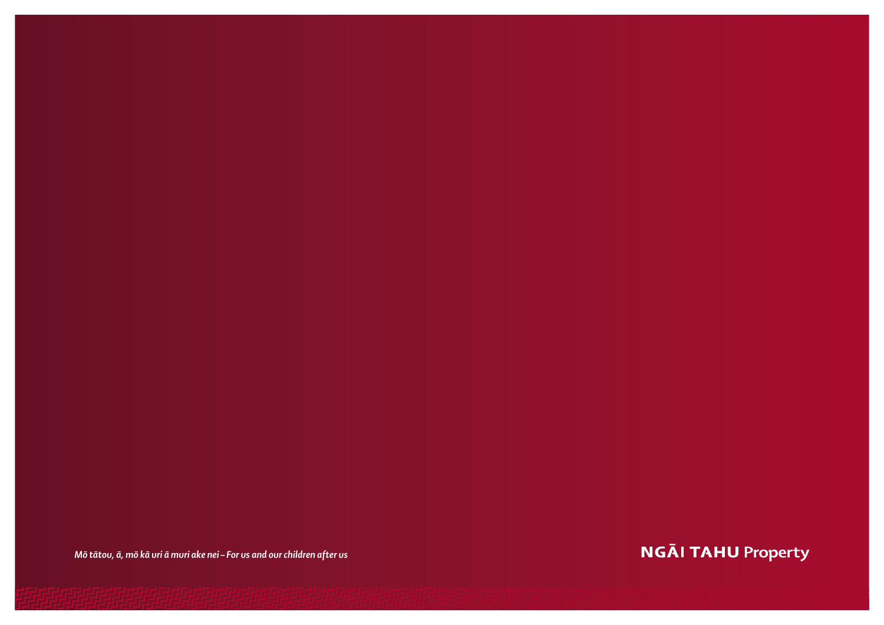*Mō tātou, ā, mō kā uri ā muri ake nei – For us and our children after us*

NGĀI TAHU Property